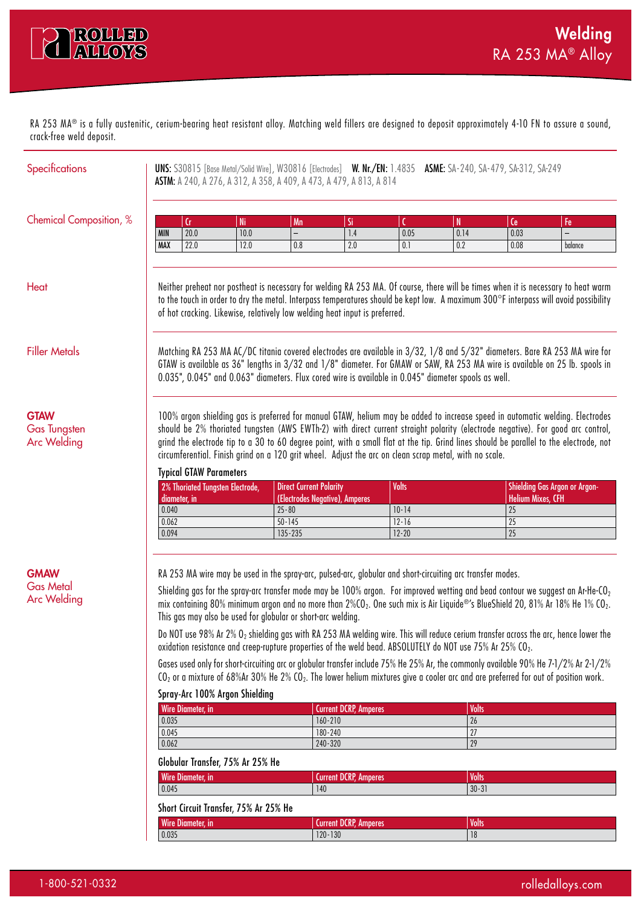# Welding
## RA 253 MA® Alloy

RA 253 MA® is a fully austenitic, cerium-bearing heat resistant alloy. Matching weld fillers are designed to deposit approximately 4-10 FN to assure a sound, crack-free weld deposit.

## Specifications

**UNS:** S30815 [Base Metal/Solid Wire], W30816 [Electrodes] **W. Nr./EN:** 1.4835 **ASME:** SA-240, SA-479, SA-312, SA-249
**ASTM:** A 240, A 276, A 312, A 358, A 409, A 473, A 479, A 813, A 814

## Chemical Composition, %

| | Cr | Ni | Mn | Si | C | N | Ce | Fe |
|---|---|---|---|---|---|---|---|---|
| MIN | 20.0 | 10.0 | – | 1.4 | 0.05 | 0.14 | 0.03 | – |
| MAX | 22.0 | 12.0 | 0.8 | 2.0 | 0.1 | 0.2 | 0.08 | balance |

## Heat

Neither preheat nor postheat is necessary for welding RA 253 MA. Of course, there will be times when it is necessary to heat warm to the touch in order to dry the metal. Interpass temperatures should be kept low. A maximum 300°F interpass will avoid possibility of hot cracking. Likewise, relatively low welding heat input is preferred.

## Filler Metals

Matching RA 253 MA AC/DC titania covered electrodes are available in 3/32, 1/8 and 5/32" diameters. Bare RA 253 MA wire for GTAW is available as 36" lengths in 3/32 and 1/8" diameter. For GMAW or SAW, RA 253 MA wire is available on 25 lb. spools in 0.035", 0.045" and 0.063" diameters. Flux cored wire is available in 0.045" diameter spools as well.

## GTAW Gas Tungsten Arc Welding

100% argon shielding gas is preferred for manual GTAW, helium may be added to increase speed in automatic welding. Electrodes should be 2% thoriated tungsten (AWS EWTh-2) with direct current straight polarity (electrode negative). For good arc control, grind the electrode tip to a 30 to 60 degree point, with a small flat at the tip. Grind lines should be parallel to the electrode, not circumferential. Finish grind on a 120 grit wheel. Adjust the arc on clean scrap metal, with no scale.

**Typical GTAW Parameters**

| 2% Thoriated Tungsten Electrode, diameter, in | Direct Current Polarity (Electrodes Negative), Amperes | Volts | Shielding Gas Argon or Argon-Helium Mixes, CFH |
|---|---|---|---|
| 0.040 | 25-80 | 10-14 | 25 |
| 0.062 | 50-145 | 12-16 | 25 |
| 0.094 | 135-235 | 12-20 | 25 |

## GMAW Gas Metal Arc Welding

RA 253 MA wire may be used in the spray-arc, pulsed-arc, globular and short-circuiting arc transfer modes.

Shielding gas for the spray-arc transfer mode may be 100% argon. For improved wetting and bead contour we suggest an Ar-He-$CO_2$ mix containing 80% minimum argon and no more than 2%$CO_2$. One such mix is Air Liquide®'s BlueShield 20, 81% Ar 18% He 1% $CO_2$. This gas may also be used for globular or short-arc welding.

Do NOT use 98% Ar 2% $O_2$ shielding gas with RA 253 MA welding wire. This will reduce cerium transfer across the arc, hence lower the oxidation resistance and creep-rupture properties of the weld bead. ABSOLUTELY do NOT use 75% Ar 25% $CO_2$.

Gases used only for short-circuiting arc or globular transfer include 75% He 25% Ar, the commonly available 90% He 7-1/2% Ar 2-1/2% $CO_2$ or a mixture of 68%Ar 30% He 2% $CO_2$. The lower helium mixtures give a cooler arc and are preferred for out of position work.

**Spray-Arc 100% Argon Shielding**

| Wire Diameter, in | Current DCRP, Amperes | Volts |
|---|---|---|
| 0.035 | 160-210 | 26 |
| 0.045 | 180-240 | 27 |
| 0.062 | 240-320 | 29 |

**Globular Transfer, 75% Ar 25% He**

| Wire Diameter, in | Current DCRP, Amperes | Volts |
|---|---|---|
| 0.045 | 140 | 30-31 |

**Short Circuit Transfer, 75% Ar 25% He**

| Wire Diameter, in | Current DCRP, Amperes | Volts |
|---|---|---|
| 0.035 | 120-130 | 18 |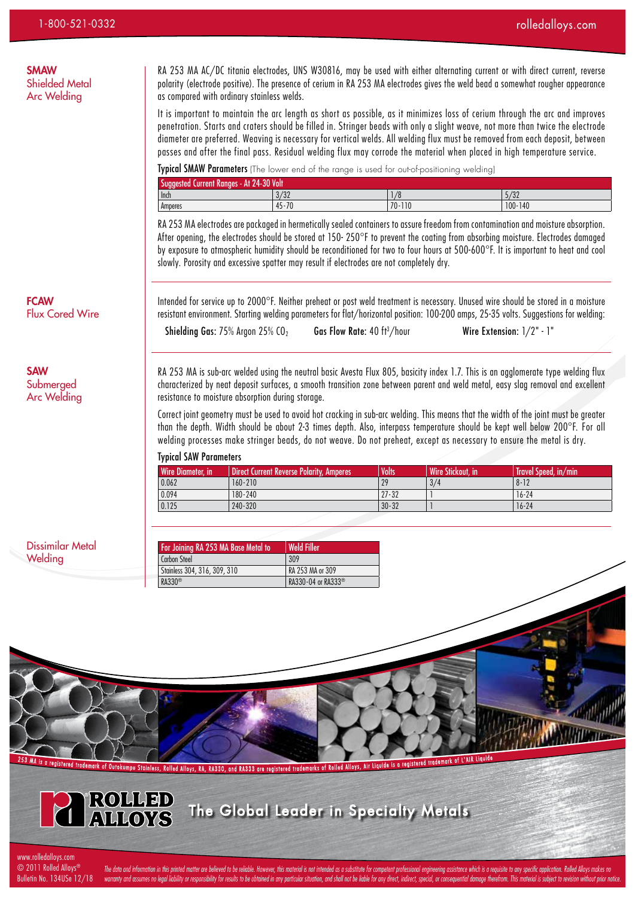## SMAW
### Shielded Metal Arc Welding

RA 253 MA AC/DC titania electrodes, UNS W30816, may be used with either alternating current or with direct current, reverse polarity (electrode positive). The presence of cerium in RA 253 MA electrodes gives the weld bead a somewhat rougher appearance as compared with ordinary stainless welds.

It is important to maintain the arc length as short as possible, as it minimizes loss of cerium through the arc and improves penetration. Starts and craters should be filled in. Stringer beads with only a slight weave, not more than twice the electrode diameter are preferred. Weaving is necessary for vertical welds. All welding flux must be removed from each deposit, between passes and after the final pass. Residual welding flux may corrode the material when placed in high temperature service.

**Typical SMAW Parameters** (The lower end of the range is used for out-of-positioning welding)

| Suggested Current Ranges - At 24-30 Volt | | | |
|---|---|---|---|
| Inch | 3/32 | 1/8 | 5/32 |
| Amperes | 45-70 | 70-110 | 100-140 |

RA 253 MA electrodes are packaged in hermetically sealed containers to assure freedom from contamination and moisture absorption. After opening, the electrodes should be stored at 150- 250°F to prevent the coating from absorbing moisture. Electrodes damaged by exposure to atmospheric humidity should be reconditioned for two to four hours at 500-600°F. It is important to heat and cool slowly. Porosity and excessive spatter may result if electrodes are not completely dry.

## FCAW
### Flux Cored Wire

Intended for service up to 2000°F. Neither preheat or post weld treatment is necessary. Unused wire should be stored in a moisture resistant environment. Starting welding parameters for flat/horizontal position: 100-200 amps, 25-35 volts. Suggestions for welding:

**Shielding Gas:** 75% Argon 25% $CO_2$ **Gas Flow Rate:** 40 $ft^3$/hour **Wire Extension:** 1/2" - 1"

## SAW
### Submerged Arc Welding

RA 253 MA is sub-arc welded using the neutral basic Avesta Flux 805, basicity index 1.7. This is an agglomerate type welding flux characterized by neat deposit surfaces, a smooth transition zone between parent and weld metal, easy slag removal and excellent resistance to moisture absorption during storage.

Correct joint geometry must be used to avoid hot cracking in sub-arc welding. This means that the width of the joint must be greater than the depth. Width should be about 2-3 times depth. Also, interpass temperature should be kept well below 200°F. For all welding processes make stringer beads, do not weave. Do not preheat, except as necessary to ensure the metal is dry.

**Typical SAW Parameters**

| Wire Diameter, in | Direct Current Reverse Polarity, Amperes | Volts | Wire Stickout, in | Travel Speed, in/min |
|---|---|---|---|---|
| 0.062 | 160-210 | 29 | 3/4 | 8-12 |
| 0.094 | 180-240 | 27-32 | 1 | 16-24 |
| 0.125 | 240-320 | 30-32 | 1 | 16-24 |

## Dissimilar Metal Welding

| For Joining RA 253 MA Base Metal to | Weld Filler |
|---|---|
| Carbon Steel | 309 |
| Stainless 304, 316, 309, 310 | RA 253 MA or 309 |
| RA330® | RA330-04 or RA333® |

253 MA is a registered trademark of Outokumpu Stainless, Rolled Alloys, RA, RA330, and RA333 are registered trademarks of Rolled Alloys, Air Liquide is a registered trademark of L'AIR Liquide

ROLLED ALLOYS — The Global Leader in Specialty Metals

www.rolledalloys.com
© 2011 Rolled Alloys®
Bulletin No. 134USe 12/18

*The data and information in this printed matter are believed to be reliable. However, this material is not intended as a substitute for competent professional engineering assistance which is a requisite to any specific application. Rolled Alloys makes no warranty and assumes no legal liability or responsibility for results to be obtained in any particular situation, and shall not be liable for any direct, indirect, special, or consequential damage therefrom. This material is subject to revision without prior notice.*